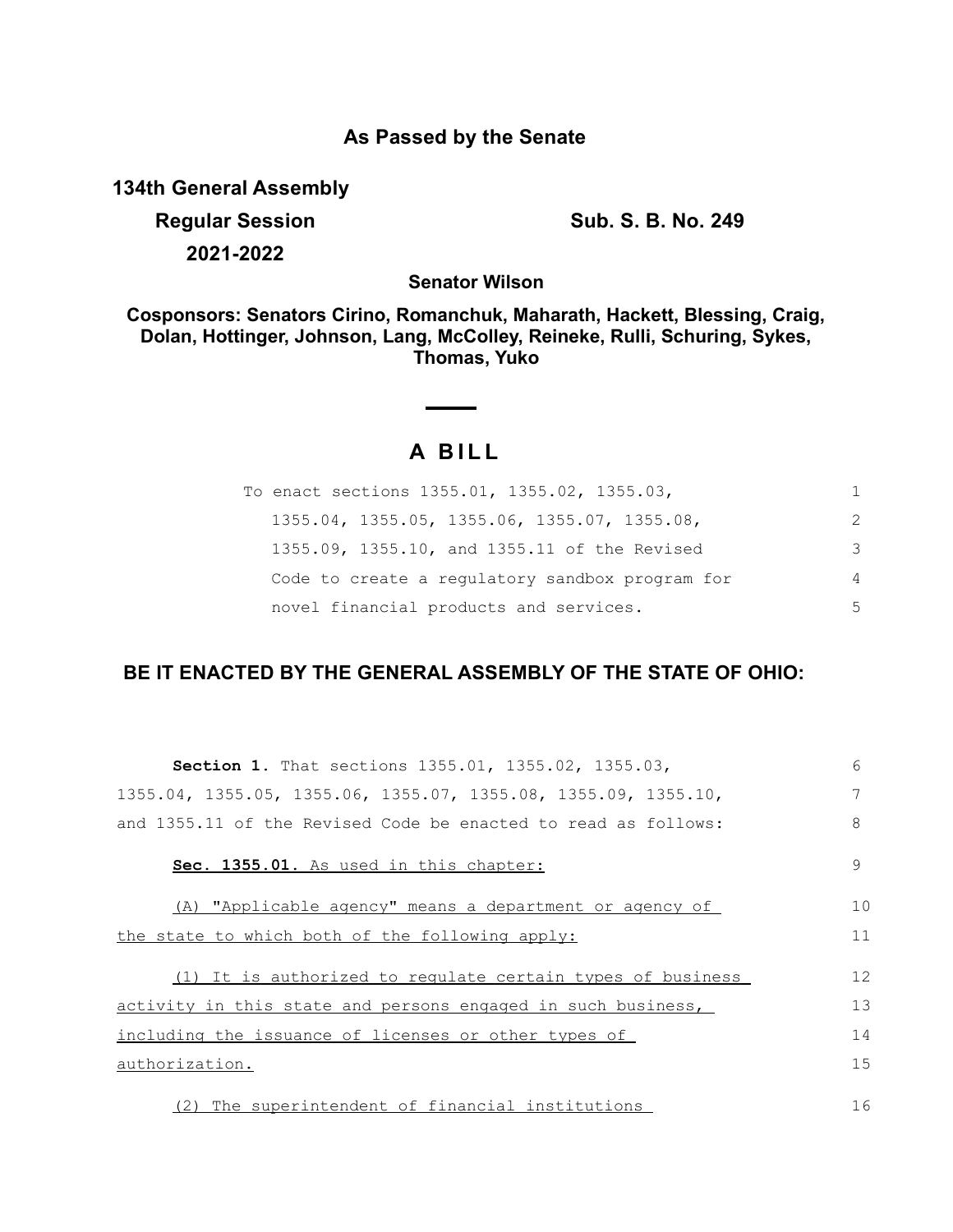## As Passed by the Senate

**134th General Assembly**

**Regular Session** **Sub. S. B. No. 249**

**2021-2022**

**Senator Wilson**

**Cosponsors: Senators Cirino, Romanchuk, Maharath, Hackett, Blessing, Craig, Dolan, Hottinger, Johnson, Lang, McColley, Reineke, Rulli, Schuring, Sykes, Thomas, Yuko**

# A BILL

To enact sections 1355.01, 1355.02, 1355.03, 1355.04, 1355.05, 1355.06, 1355.07, 1355.08, 1355.09, 1355.10, and 1355.11 of the Revised Code to create a regulatory sandbox program for novel financial products and services.

**BE IT ENACTED BY THE GENERAL ASSEMBLY OF THE STATE OF OHIO:**

**Section 1.** That sections 1355.01, 1355.02, 1355.03, 1355.04, 1355.05, 1355.06, 1355.07, 1355.08, 1355.09, 1355.10, and 1355.11 of the Revised Code be enacted to read as follows:

**Sec. 1355.01.** As used in this chapter:

(A) "Applicable agency" means a department or agency of the state to which both of the following apply:

(1) It is authorized to regulate certain types of business activity in this state and persons engaged in such business, including the issuance of licenses or other types of authorization.

(2) The superintendent of financial institutions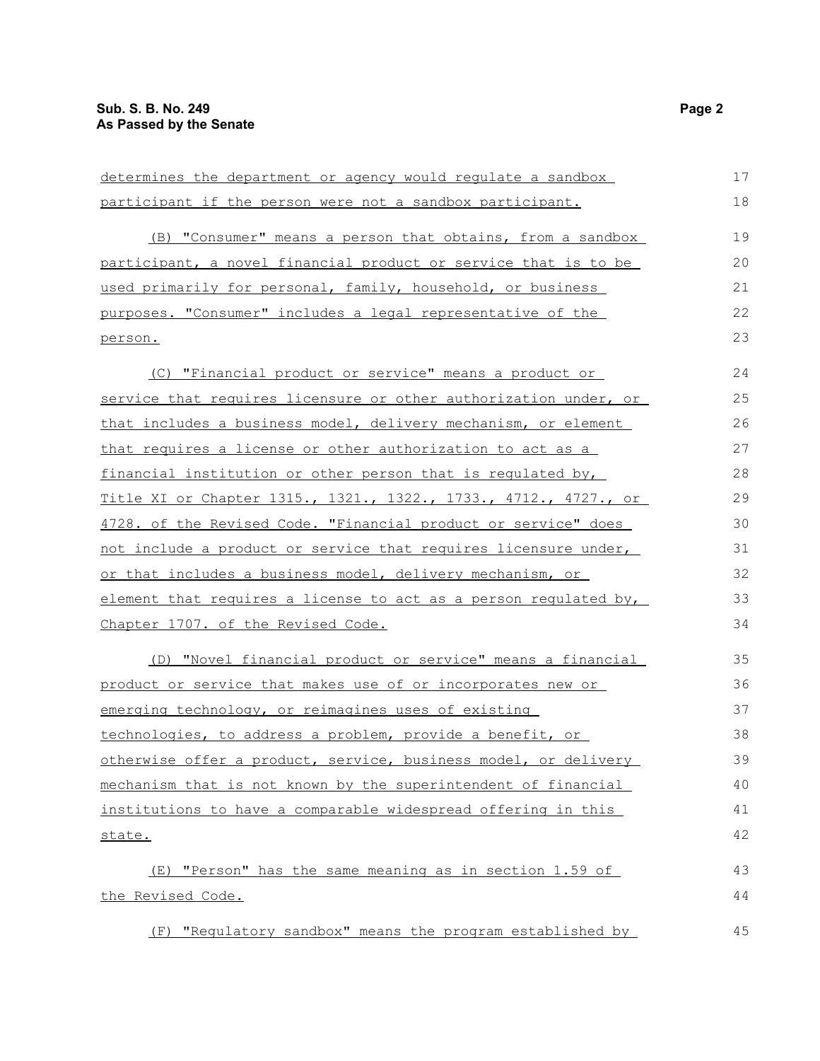determines the department or agency would regulate a sandbox participant if the person were not a sandbox participant.

(B) "Consumer" means a person that obtains, from a sandbox participant, a novel financial product or service that is to be used primarily for personal, family, household, or business purposes. "Consumer" includes a legal representative of the person.

(C) "Financial product or service" means a product or service that requires licensure or other authorization under, or that includes a business model, delivery mechanism, or element that requires a license or other authorization to act as a financial institution or other person that is regulated by, Title XI or Chapter 1315., 1321., 1322., 1733., 4712., 4727., or 4728. of the Revised Code. "Financial product or service" does not include a product or service that requires licensure under, or that includes a business model, delivery mechanism, or element that requires a license to act as a person regulated by, Chapter 1707. of the Revised Code.

(D) "Novel financial product or service" means a financial product or service that makes use of or incorporates new or emerging technology, or reimagines uses of existing technologies, to address a problem, provide a benefit, or otherwise offer a product, service, business model, or delivery mechanism that is not known by the superintendent of financial institutions to have a comparable widespread offering in this state.

(E) "Person" has the same meaning as in section 1.59 of the Revised Code.

(F) "Regulatory sandbox" means the program established by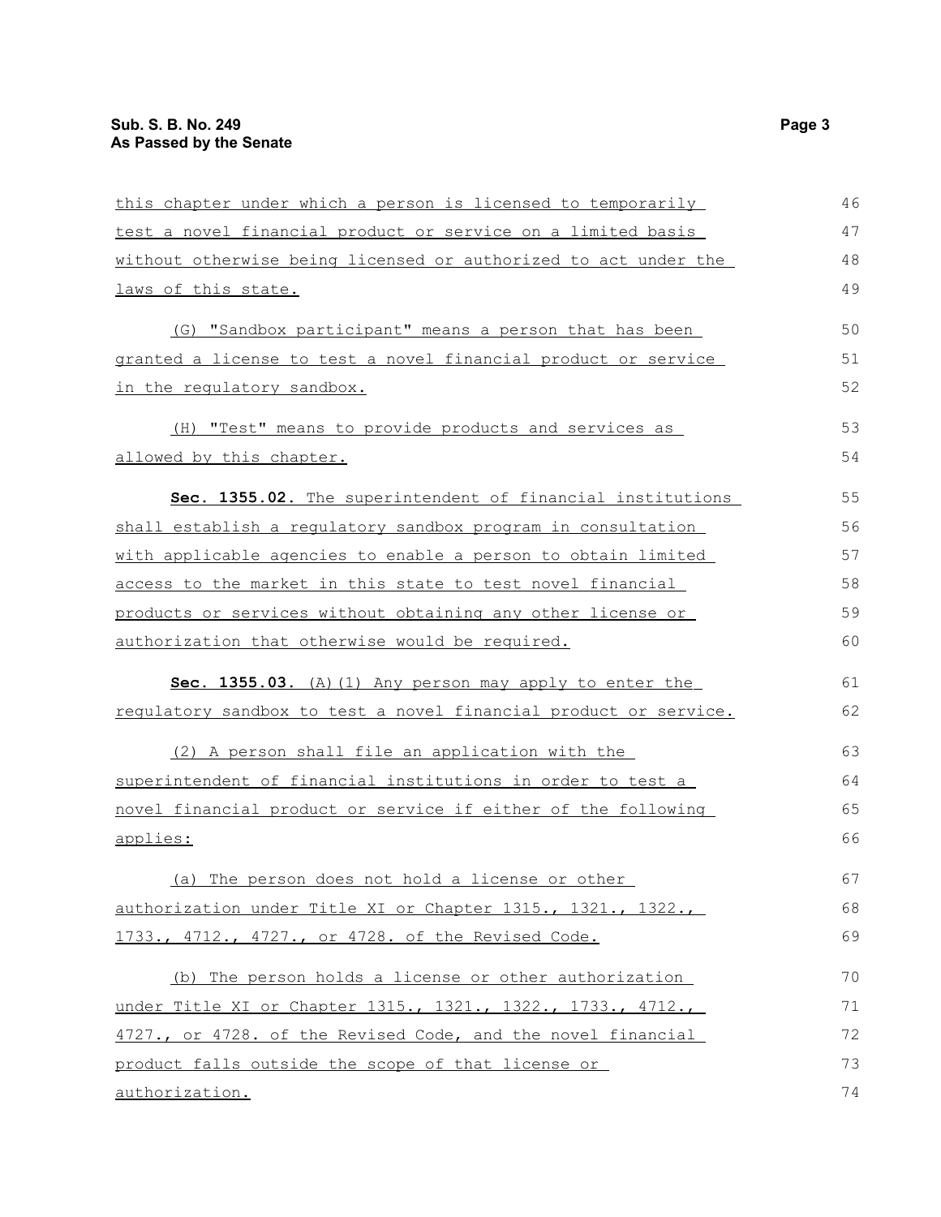this chapter under which a person is licensed to temporarily test a novel financial product or service on a limited basis without otherwise being licensed or authorized to act under the laws of this state.

(G) "Sandbox participant" means a person that has been granted a license to test a novel financial product or service in the regulatory sandbox.

(H) "Test" means to provide products and services as allowed by this chapter.

**Sec. 1355.02.** The superintendent of financial institutions shall establish a regulatory sandbox program in consultation with applicable agencies to enable a person to obtain limited access to the market in this state to test novel financial products or services without obtaining any other license or authorization that otherwise would be required.

**Sec. 1355.03.** (A)(1) Any person may apply to enter the regulatory sandbox to test a novel financial product or service.

(2) A person shall file an application with the superintendent of financial institutions in order to test a novel financial product or service if either of the following applies:

(a) The person does not hold a license or other authorization under Title XI or Chapter 1315., 1321., 1322., 1733., 4712., 4727., or 4728. of the Revised Code.

(b) The person holds a license or other authorization under Title XI or Chapter 1315., 1321., 1322., 1733., 4712., 4727., or 4728. of the Revised Code, and the novel financial product falls outside the scope of that license or authorization.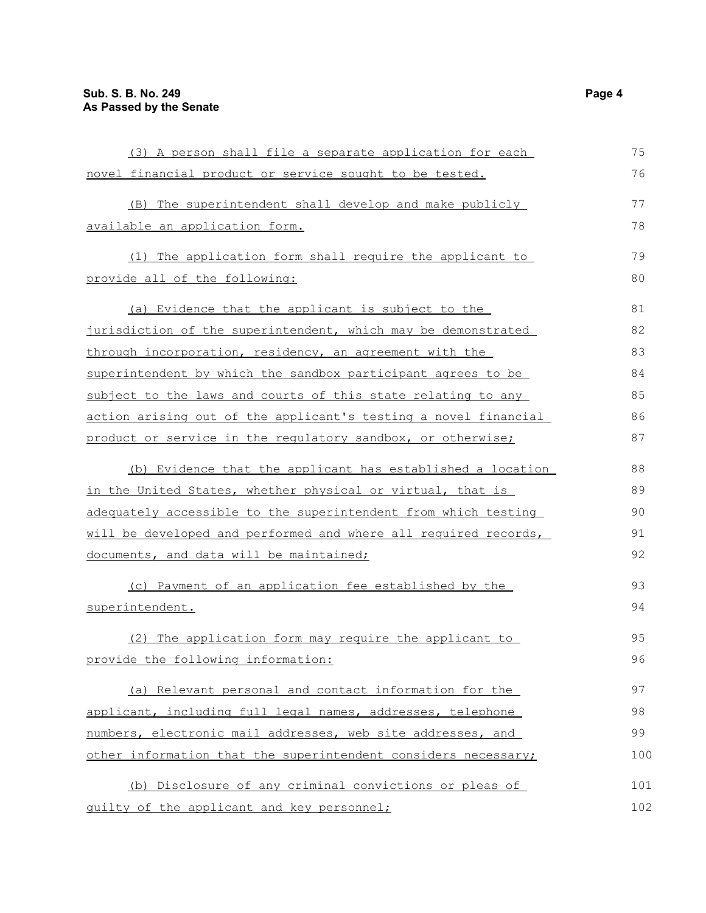(3) A person shall file a separate application for each novel financial product or service sought to be tested.

(B) The superintendent shall develop and make publicly available an application form.

(1) The application form shall require the applicant to provide all of the following:

(a) Evidence that the applicant is subject to the jurisdiction of the superintendent, which may be demonstrated through incorporation, residency, an agreement with the superintendent by which the sandbox participant agrees to be subject to the laws and courts of this state relating to any action arising out of the applicant's testing a novel financial product or service in the regulatory sandbox, or otherwise;

(b) Evidence that the applicant has established a location in the United States, whether physical or virtual, that is adequately accessible to the superintendent from which testing will be developed and performed and where all required records, documents, and data will be maintained;

(c) Payment of an application fee established by the superintendent.

(2) The application form may require the applicant to provide the following information:

(a) Relevant personal and contact information for the applicant, including full legal names, addresses, telephone numbers, electronic mail addresses, web site addresses, and other information that the superintendent considers necessary;

(b) Disclosure of any criminal convictions or pleas of guilty of the applicant and key personnel;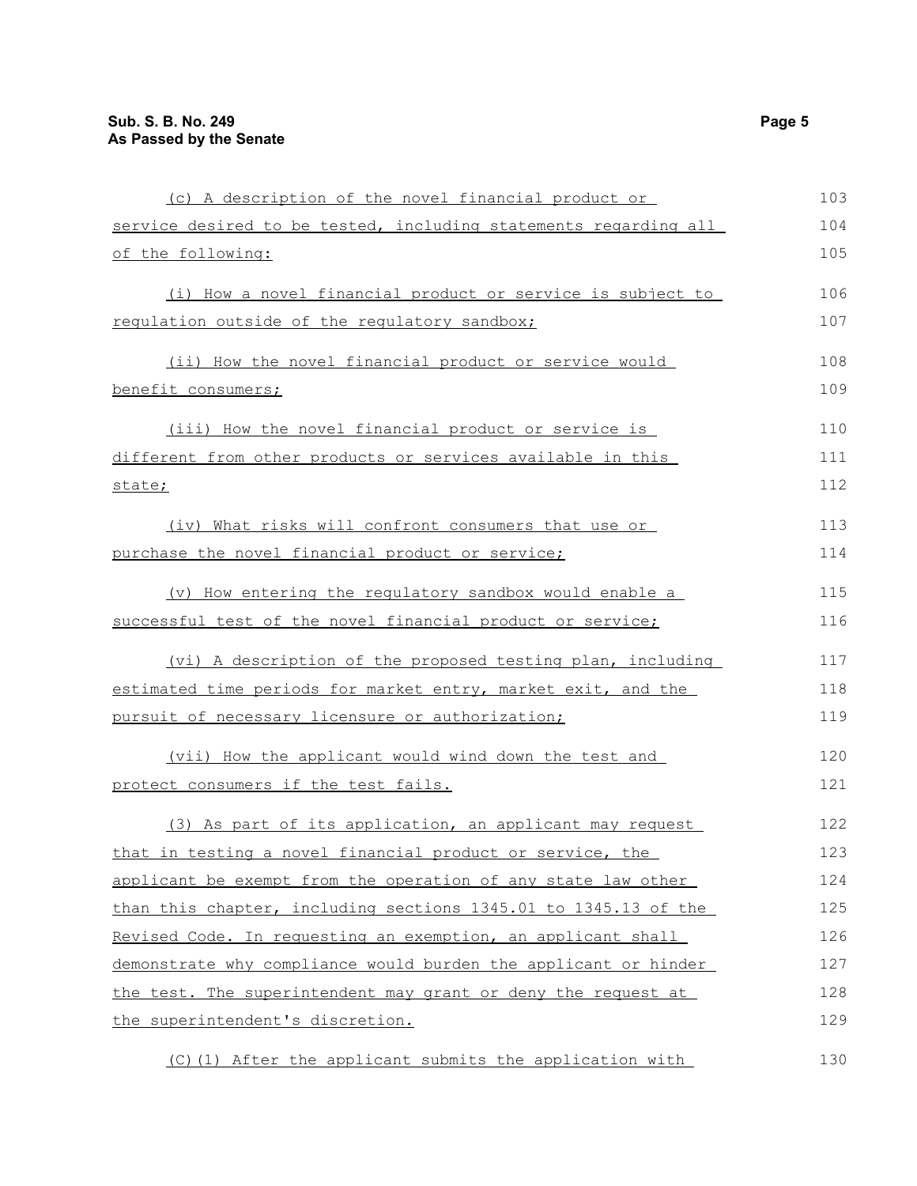(c) A description of the novel financial product or service desired to be tested, including statements regarding all of the following:

(i) How a novel financial product or service is subject to regulation outside of the regulatory sandbox;

(ii) How the novel financial product or service would benefit consumers;

(iii) How the novel financial product or service is different from other products or services available in this state;

(iv) What risks will confront consumers that use or purchase the novel financial product or service;

(v) How entering the regulatory sandbox would enable a successful test of the novel financial product or service;

(vi) A description of the proposed testing plan, including estimated time periods for market entry, market exit, and the pursuit of necessary licensure or authorization;

(vii) How the applicant would wind down the test and protect consumers if the test fails.

(3) As part of its application, an applicant may request that in testing a novel financial product or service, the applicant be exempt from the operation of any state law other than this chapter, including sections 1345.01 to 1345.13 of the Revised Code. In requesting an exemption, an applicant shall demonstrate why compliance would burden the applicant or hinder the test. The superintendent may grant or deny the request at the superintendent's discretion.

(C)(1) After the applicant submits the application with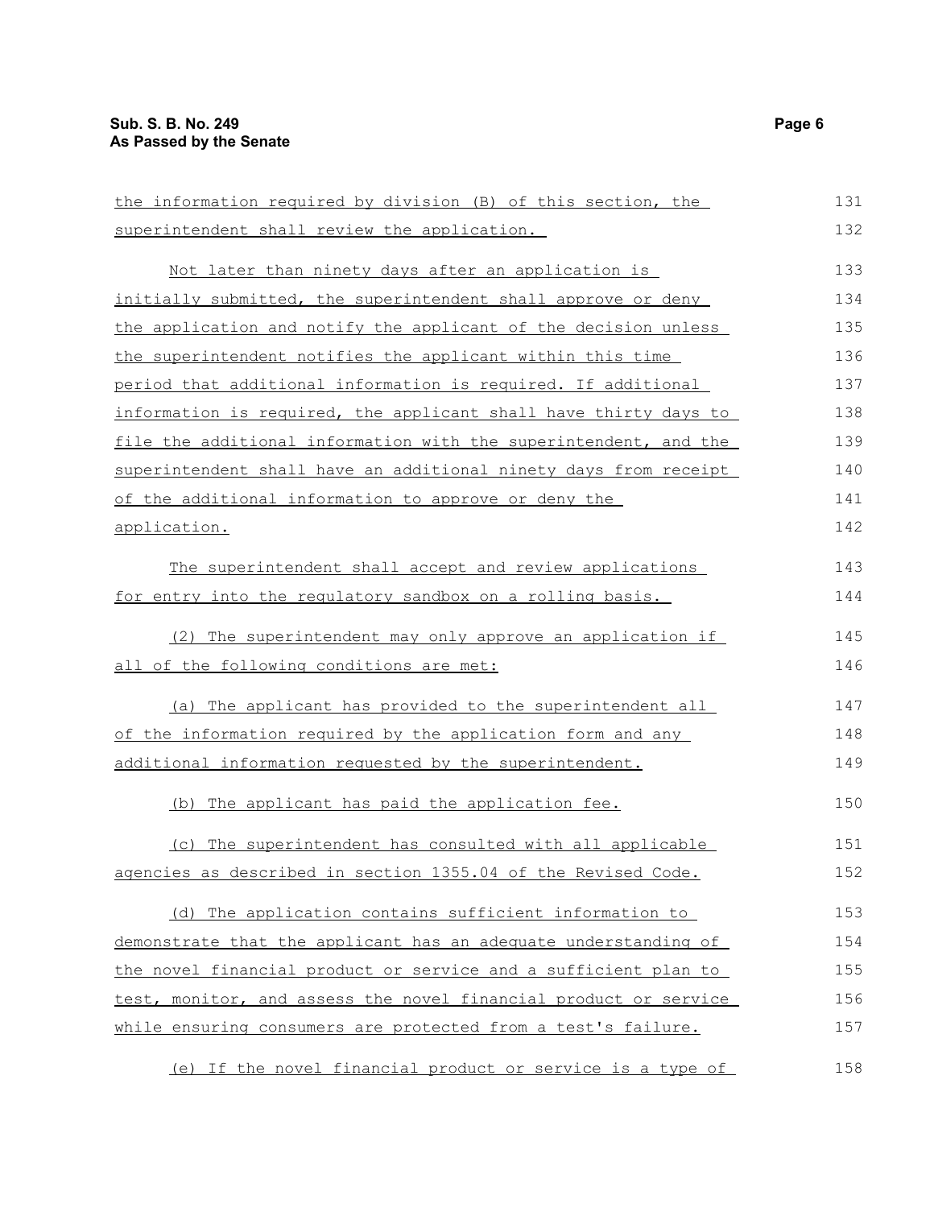the information required by division (B) of this section, the superintendent shall review the application.

Not later than ninety days after an application is initially submitted, the superintendent shall approve or deny the application and notify the applicant of the decision unless the superintendent notifies the applicant within this time period that additional information is required. If additional information is required, the applicant shall have thirty days to file the additional information with the superintendent, and the superintendent shall have an additional ninety days from receipt of the additional information to approve or deny the application.

The superintendent shall accept and review applications for entry into the regulatory sandbox on a rolling basis.

(2) The superintendent may only approve an application if all of the following conditions are met:

(a) The applicant has provided to the superintendent all of the information required by the application form and any additional information requested by the superintendent.

(b) The applicant has paid the application fee.

(c) The superintendent has consulted with all applicable agencies as described in section 1355.04 of the Revised Code.

(d) The application contains sufficient information to demonstrate that the applicant has an adequate understanding of the novel financial product or service and a sufficient plan to test, monitor, and assess the novel financial product or service while ensuring consumers are protected from a test's failure.

(e) If the novel financial product or service is a type of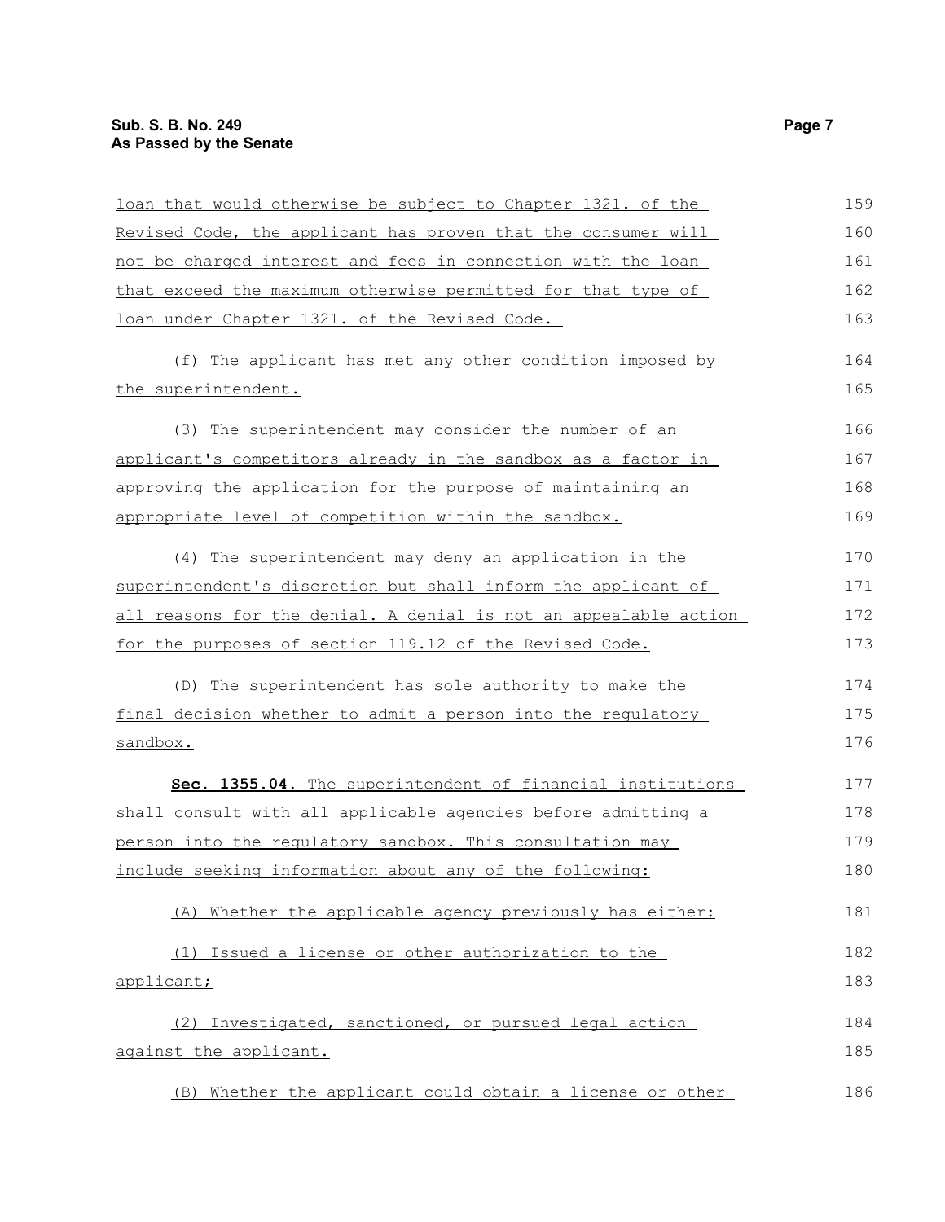loan that would otherwise be subject to Chapter 1321. of the Revised Code, the applicant has proven that the consumer will not be charged interest and fees in connection with the loan that exceed the maximum otherwise permitted for that type of loan under Chapter 1321. of the Revised Code.

(f) The applicant has met any other condition imposed by the superintendent.

(3) The superintendent may consider the number of an applicant's competitors already in the sandbox as a factor in approving the application for the purpose of maintaining an appropriate level of competition within the sandbox.

(4) The superintendent may deny an application in the superintendent's discretion but shall inform the applicant of all reasons for the denial. A denial is not an appealable action for the purposes of section 119.12 of the Revised Code.

(D) The superintendent has sole authority to make the final decision whether to admit a person into the regulatory sandbox.

**Sec. 1355.04.** The superintendent of financial institutions shall consult with all applicable agencies before admitting a person into the regulatory sandbox. This consultation may include seeking information about any of the following:

(A) Whether the applicable agency previously has either:

(1) Issued a license or other authorization to the applicant;

(2) Investigated, sanctioned, or pursued legal action against the applicant.

(B) Whether the applicant could obtain a license or other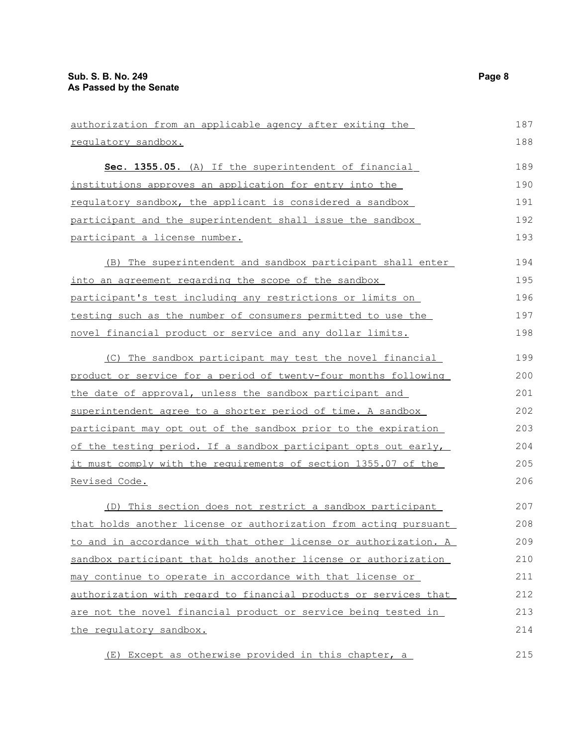authorization from an applicable agency after exiting the regulatory sandbox.

**Sec. 1355.05.** (A) If the superintendent of financial institutions approves an application for entry into the regulatory sandbox, the applicant is considered a sandbox participant and the superintendent shall issue the sandbox participant a license number.

(B) The superintendent and sandbox participant shall enter into an agreement regarding the scope of the sandbox participant's test including any restrictions or limits on testing such as the number of consumers permitted to use the novel financial product or service and any dollar limits.

(C) The sandbox participant may test the novel financial product or service for a period of twenty-four months following the date of approval, unless the sandbox participant and superintendent agree to a shorter period of time. A sandbox participant may opt out of the sandbox prior to the expiration of the testing period. If a sandbox participant opts out early, it must comply with the requirements of section 1355.07 of the Revised Code.

(D) This section does not restrict a sandbox participant that holds another license or authorization from acting pursuant to and in accordance with that other license or authorization. A sandbox participant that holds another license or authorization may continue to operate in accordance with that license or authorization with regard to financial products or services that are not the novel financial product or service being tested in the regulatory sandbox.

(E) Except as otherwise provided in this chapter, a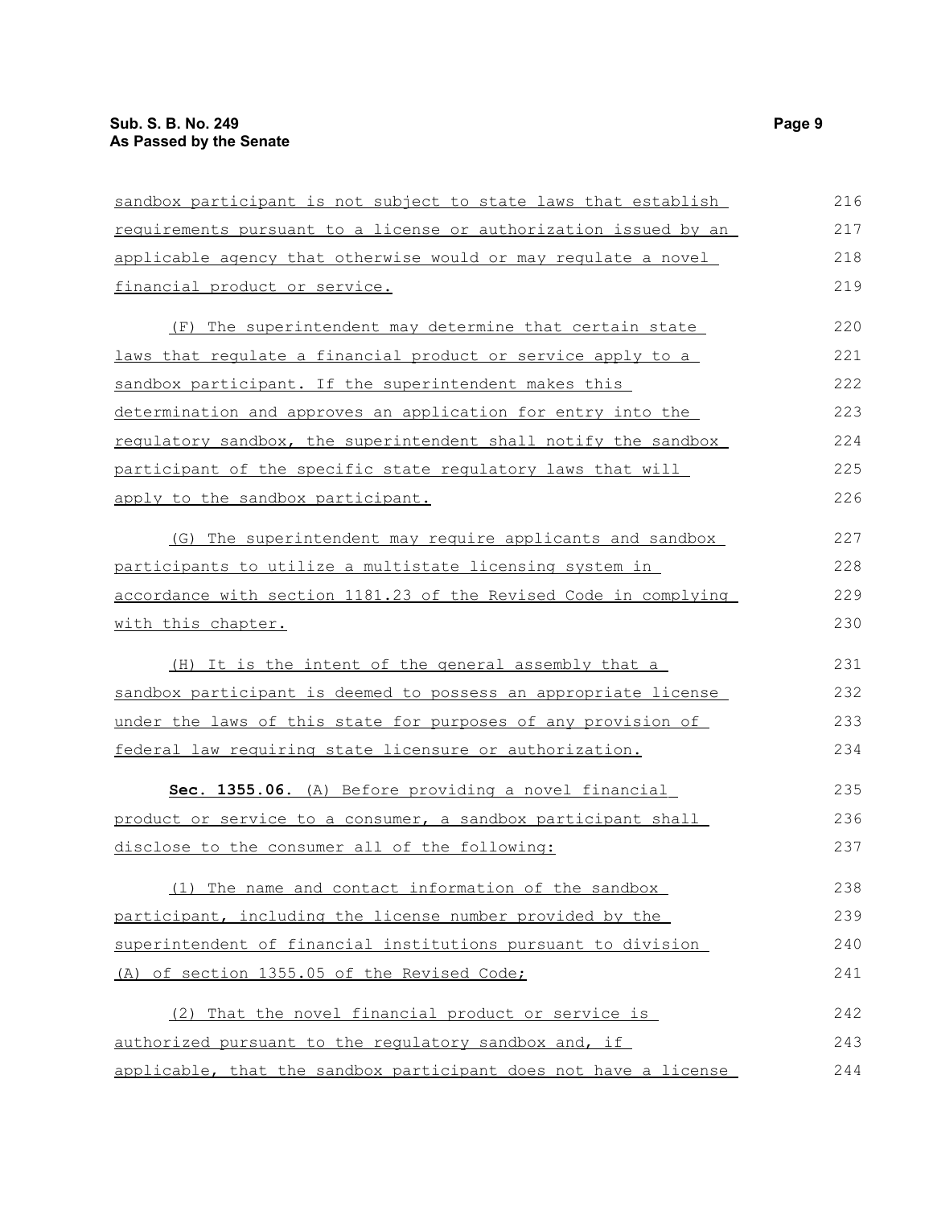sandbox participant is not subject to state laws that establish requirements pursuant to a license or authorization issued by an applicable agency that otherwise would or may regulate a novel financial product or service.

(F) The superintendent may determine that certain state laws that regulate a financial product or service apply to a sandbox participant. If the superintendent makes this determination and approves an application for entry into the regulatory sandbox, the superintendent shall notify the sandbox participant of the specific state regulatory laws that will apply to the sandbox participant.

(G) The superintendent may require applicants and sandbox participants to utilize a multistate licensing system in accordance with section 1181.23 of the Revised Code in complying with this chapter.

(H) It is the intent of the general assembly that a sandbox participant is deemed to possess an appropriate license under the laws of this state for purposes of any provision of federal law requiring state licensure or authorization.

**Sec. 1355.06.** (A) Before providing a novel financial product or service to a consumer, a sandbox participant shall disclose to the consumer all of the following:

(1) The name and contact information of the sandbox participant, including the license number provided by the superintendent of financial institutions pursuant to division (A) of section 1355.05 of the Revised Code;

(2) That the novel financial product or service is authorized pursuant to the regulatory sandbox and, if applicable, that the sandbox participant does not have a license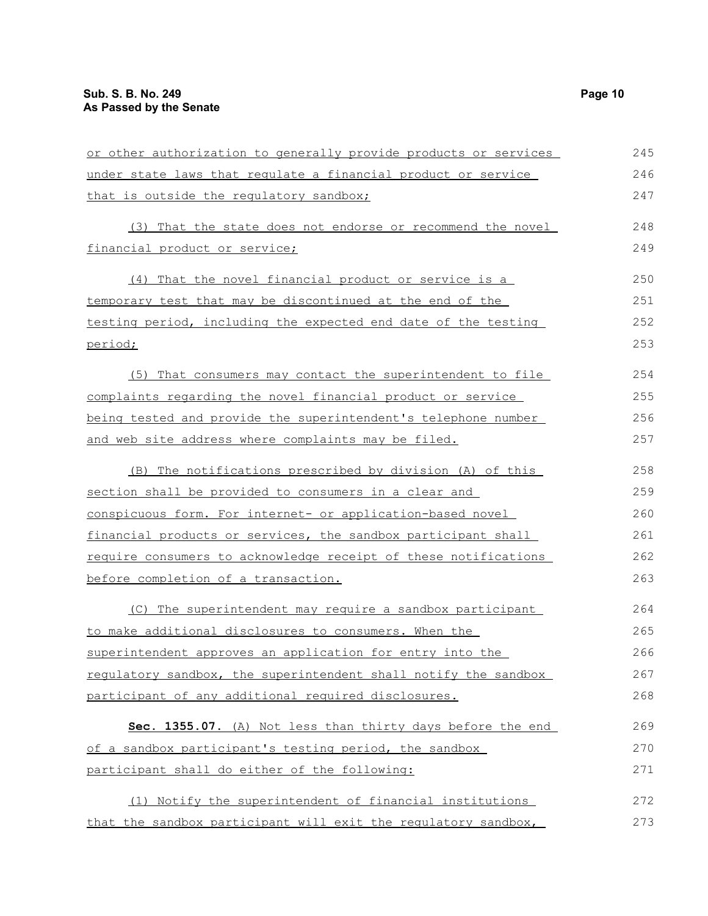or other authorization to generally provide products or services under state laws that regulate a financial product or service that is outside the regulatory sandbox;

(3) That the state does not endorse or recommend the novel financial product or service;

(4) That the novel financial product or service is a temporary test that may be discontinued at the end of the testing period, including the expected end date of the testing period;

(5) That consumers may contact the superintendent to file complaints regarding the novel financial product or service being tested and provide the superintendent's telephone number and web site address where complaints may be filed.

(B) The notifications prescribed by division (A) of this section shall be provided to consumers in a clear and conspicuous form. For internet- or application-based novel financial products or services, the sandbox participant shall require consumers to acknowledge receipt of these notifications before completion of a transaction.

(C) The superintendent may require a sandbox participant to make additional disclosures to consumers. When the superintendent approves an application for entry into the regulatory sandbox, the superintendent shall notify the sandbox participant of any additional required disclosures.

**Sec. 1355.07.** (A) Not less than thirty days before the end of a sandbox participant's testing period, the sandbox participant shall do either of the following:

(1) Notify the superintendent of financial institutions that the sandbox participant will exit the regulatory sandbox,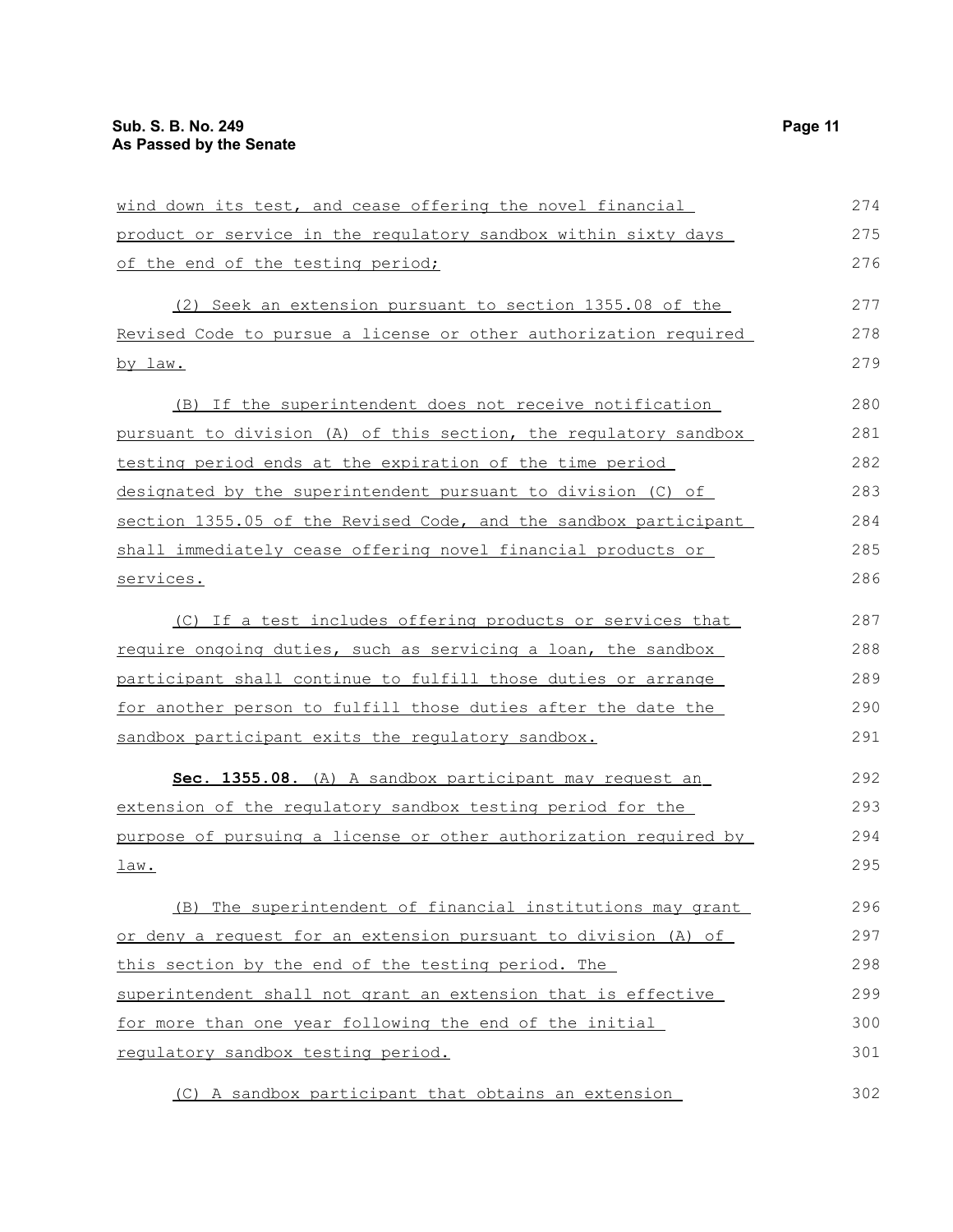wind down its test, and cease offering the novel financial product or service in the regulatory sandbox within sixty days of the end of the testing period;

(2) Seek an extension pursuant to section 1355.08 of the Revised Code to pursue a license or other authorization required by law.

(B) If the superintendent does not receive notification pursuant to division (A) of this section, the regulatory sandbox testing period ends at the expiration of the time period designated by the superintendent pursuant to division (C) of section 1355.05 of the Revised Code, and the sandbox participant shall immediately cease offering novel financial products or services.

(C) If a test includes offering products or services that require ongoing duties, such as servicing a loan, the sandbox participant shall continue to fulfill those duties or arrange for another person to fulfill those duties after the date the sandbox participant exits the regulatory sandbox.

**Sec. 1355.08.** (A) A sandbox participant may request an extension of the regulatory sandbox testing period for the purpose of pursuing a license or other authorization required by law.

(B) The superintendent of financial institutions may grant or deny a request for an extension pursuant to division (A) of this section by the end of the testing period. The superintendent shall not grant an extension that is effective for more than one year following the end of the initial regulatory sandbox testing period.

(C) A sandbox participant that obtains an extension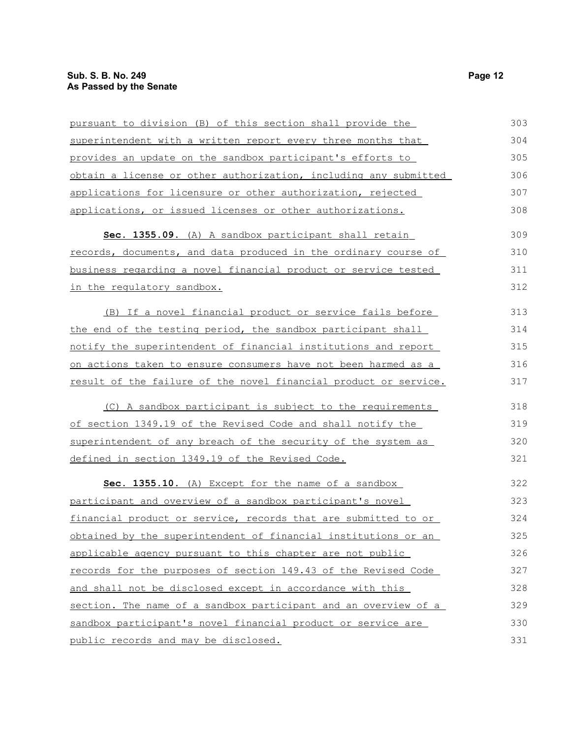pursuant to division (B) of this section shall provide the superintendent with a written report every three months that provides an update on the sandbox participant's efforts to obtain a license or other authorization, including any submitted applications for licensure or other authorization, rejected applications, or issued licenses or other authorizations.

**Sec. 1355.09.** (A) A sandbox participant shall retain records, documents, and data produced in the ordinary course of business regarding a novel financial product or service tested in the regulatory sandbox.

(B) If a novel financial product or service fails before the end of the testing period, the sandbox participant shall notify the superintendent of financial institutions and report on actions taken to ensure consumers have not been harmed as a result of the failure of the novel financial product or service.

(C) A sandbox participant is subject to the requirements of section 1349.19 of the Revised Code and shall notify the superintendent of any breach of the security of the system as defined in section 1349.19 of the Revised Code.

**Sec. 1355.10.** (A) Except for the name of a sandbox participant and overview of a sandbox participant's novel financial product or service, records that are submitted to or obtained by the superintendent of financial institutions or an applicable agency pursuant to this chapter are not public records for the purposes of section 149.43 of the Revised Code and shall not be disclosed except in accordance with this section. The name of a sandbox participant and an overview of a sandbox participant's novel financial product or service are public records and may be disclosed.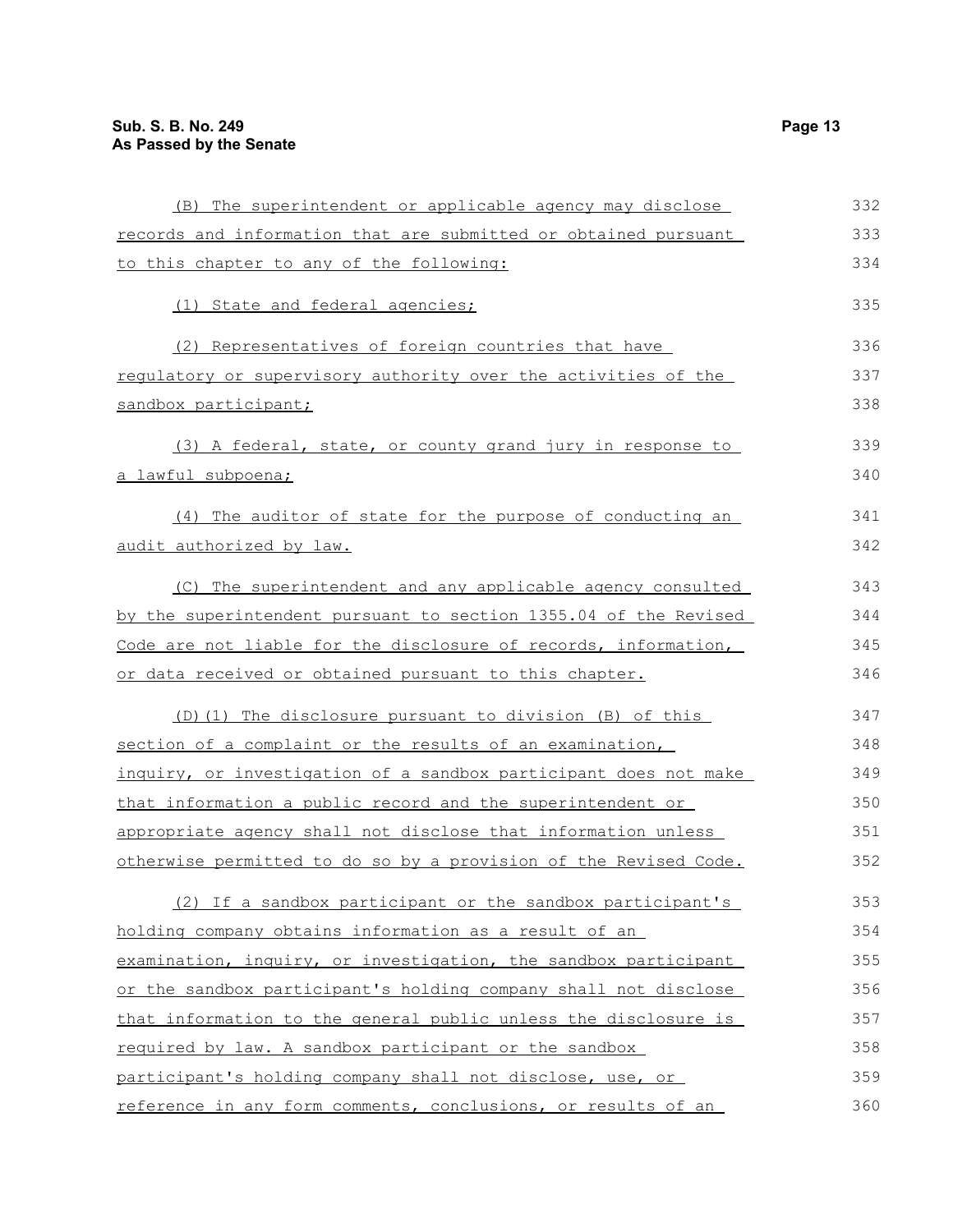(B) The superintendent or applicable agency may disclose records and information that are submitted or obtained pursuant to this chapter to any of the following:

(1) State and federal agencies;

(2) Representatives of foreign countries that have regulatory or supervisory authority over the activities of the sandbox participant;

(3) A federal, state, or county grand jury in response to a lawful subpoena;

(4) The auditor of state for the purpose of conducting an audit authorized by law.

(C) The superintendent and any applicable agency consulted by the superintendent pursuant to section 1355.04 of the Revised Code are not liable for the disclosure of records, information, or data received or obtained pursuant to this chapter.

(D)(1) The disclosure pursuant to division (B) of this section of a complaint or the results of an examination, inquiry, or investigation of a sandbox participant does not make that information a public record and the superintendent or appropriate agency shall not disclose that information unless otherwise permitted to do so by a provision of the Revised Code.

(2) If a sandbox participant or the sandbox participant's holding company obtains information as a result of an examination, inquiry, or investigation, the sandbox participant or the sandbox participant's holding company shall not disclose that information to the general public unless the disclosure is required by law. A sandbox participant or the sandbox participant's holding company shall not disclose, use, or reference in any form comments, conclusions, or results of an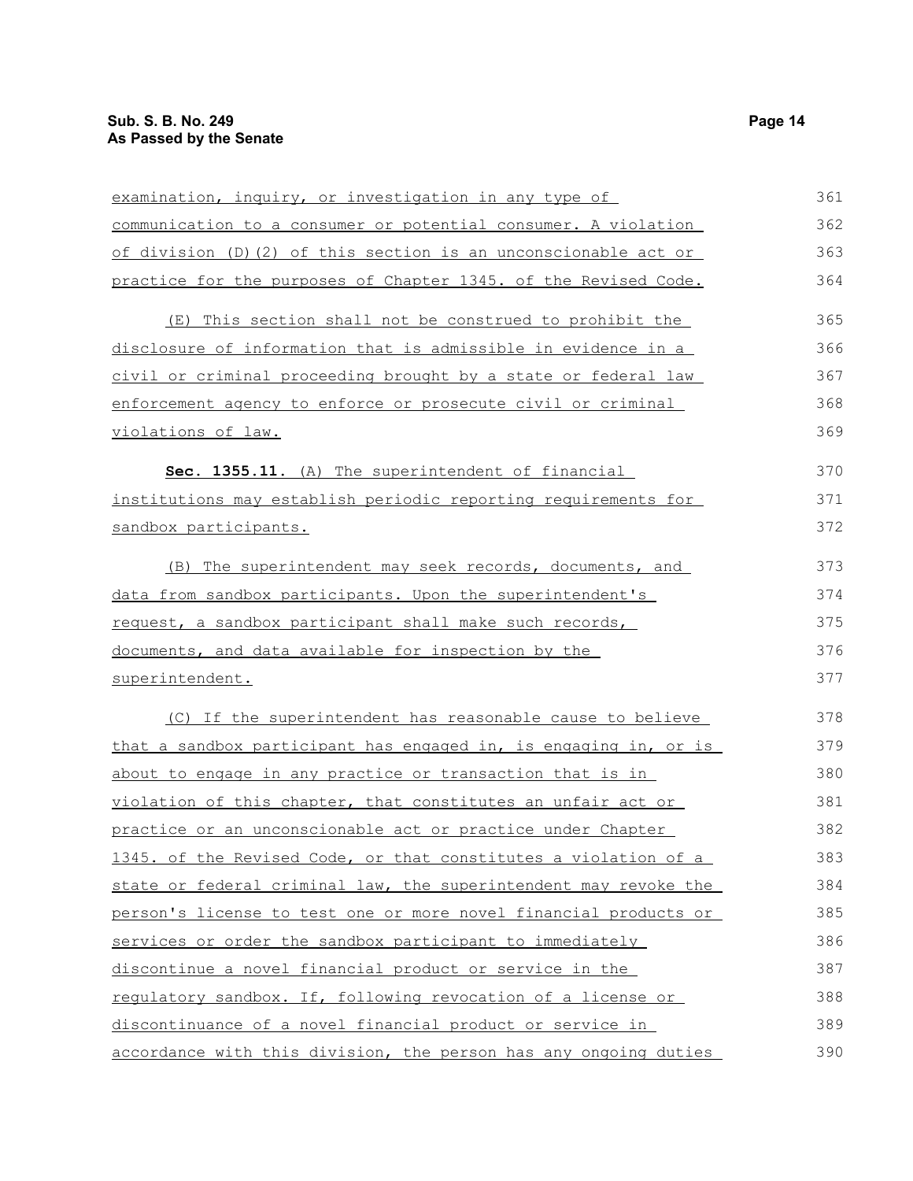examination, inquiry, or investigation in any type of communication to a consumer or potential consumer. A violation of division (D)(2) of this section is an unconscionable act or practice for the purposes of Chapter 1345. of the Revised Code.

(E) This section shall not be construed to prohibit the disclosure of information that is admissible in evidence in a civil or criminal proceeding brought by a state or federal law enforcement agency to enforce or prosecute civil or criminal violations of law.

**Sec. 1355.11.** (A) The superintendent of financial institutions may establish periodic reporting requirements for sandbox participants.

(B) The superintendent may seek records, documents, and data from sandbox participants. Upon the superintendent's request, a sandbox participant shall make such records, documents, and data available for inspection by the superintendent.

(C) If the superintendent has reasonable cause to believe that a sandbox participant has engaged in, is engaging in, or is about to engage in any practice or transaction that is in violation of this chapter, that constitutes an unfair act or practice or an unconscionable act or practice under Chapter 1345. of the Revised Code, or that constitutes a violation of a state or federal criminal law, the superintendent may revoke the person's license to test one or more novel financial products or services or order the sandbox participant to immediately discontinue a novel financial product or service in the regulatory sandbox. If, following revocation of a license or discontinuance of a novel financial product or service in accordance with this division, the person has any ongoing duties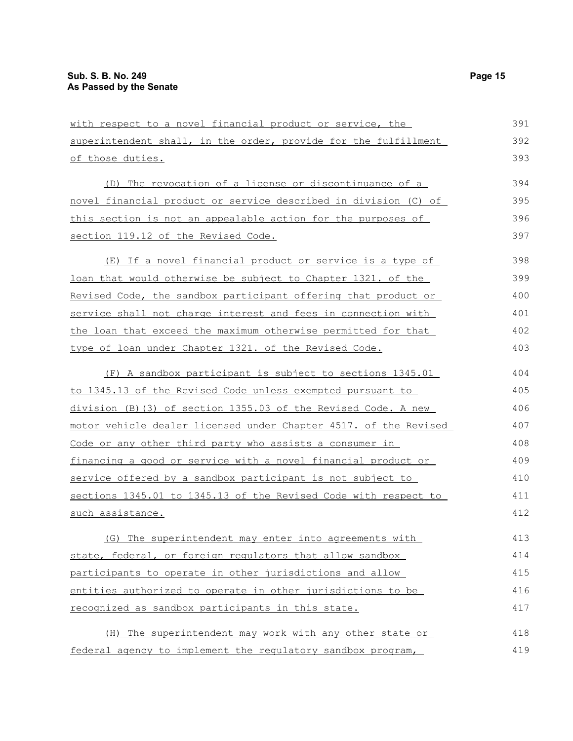with respect to a novel financial product or service, the superintendent shall, in the order, provide for the fulfillment of those duties.

(D) The revocation of a license or discontinuance of a novel financial product or service described in division (C) of this section is not an appealable action for the purposes of section 119.12 of the Revised Code.

(E) If a novel financial product or service is a type of loan that would otherwise be subject to Chapter 1321. of the Revised Code, the sandbox participant offering that product or service shall not charge interest and fees in connection with the loan that exceed the maximum otherwise permitted for that type of loan under Chapter 1321. of the Revised Code.

(F) A sandbox participant is subject to sections 1345.01 to 1345.13 of the Revised Code unless exempted pursuant to division (B)(3) of section 1355.03 of the Revised Code. A new motor vehicle dealer licensed under Chapter 4517. of the Revised Code or any other third party who assists a consumer in financing a good or service with a novel financial product or service offered by a sandbox participant is not subject to sections 1345.01 to 1345.13 of the Revised Code with respect to such assistance.

(G) The superintendent may enter into agreements with state, federal, or foreign regulators that allow sandbox participants to operate in other jurisdictions and allow entities authorized to operate in other jurisdictions to be recognized as sandbox participants in this state.

(H) The superintendent may work with any other state or federal agency to implement the regulatory sandbox program,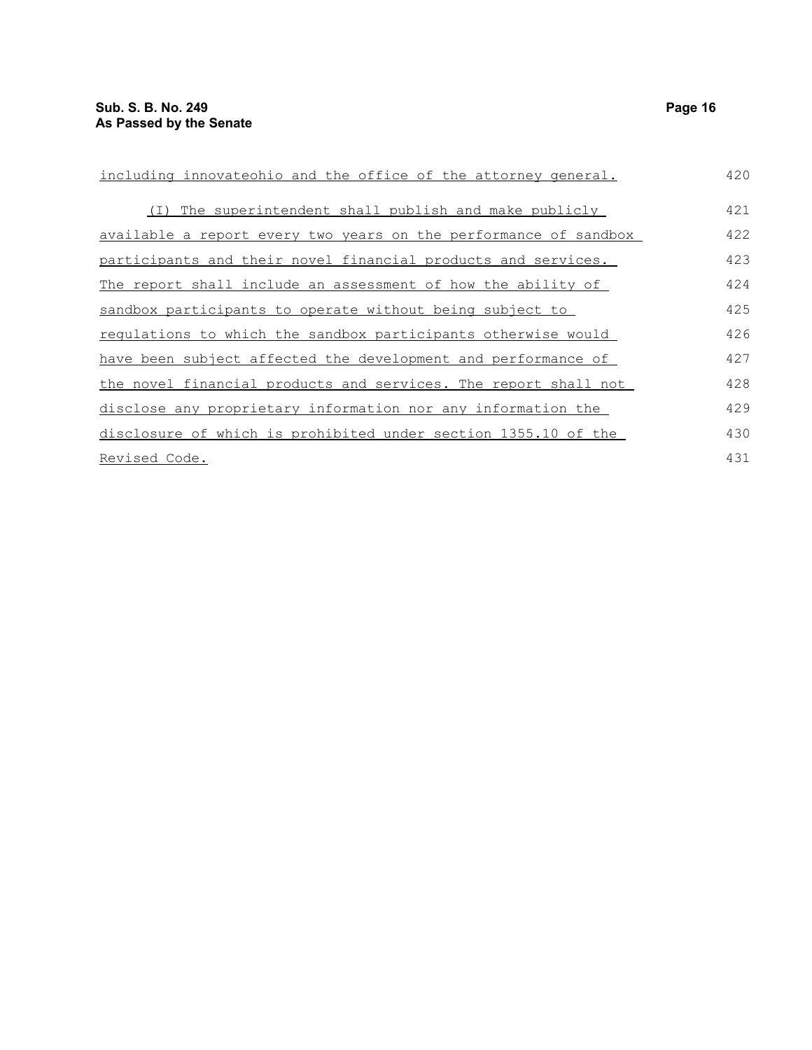including innovateohio and the office of the attorney general.

(I) The superintendent shall publish and make publicly available a report every two years on the performance of sandbox participants and their novel financial products and services. The report shall include an assessment of how the ability of sandbox participants to operate without being subject to regulations to which the sandbox participants otherwise would have been subject affected the development and performance of the novel financial products and services. The report shall not disclose any proprietary information nor any information the disclosure of which is prohibited under section 1355.10 of the Revised Code.